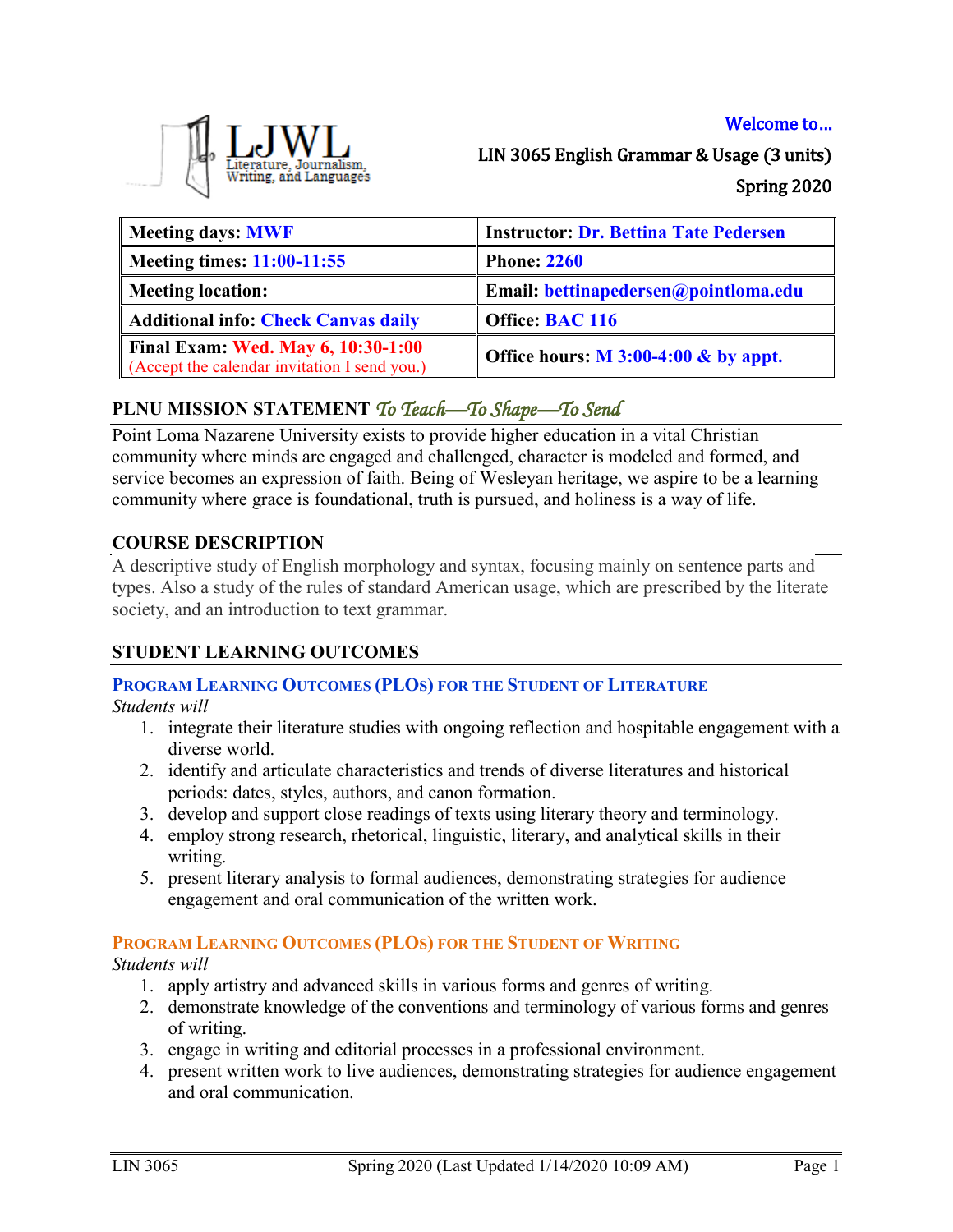Literature, Journalism, Writing, and Languages

Welcome to…

LIN 3065 English Grammar & Usage (3 units)

Spring 2020

| Meeting days: MWF | Instructor: Dr. Bettina Tate Pedersen |
|---|---|
| Meeting times: 11:00-11:55 | Phone: 2260 |
| Meeting location: | Email: bettinapedersen@pointloma.edu |
| Additional info: Check Canvas daily | Office: BAC 116 |
| Final Exam: Wed. May 6, 10:30-1:00 (Accept the calendar invitation I send you.) | Office hours: M 3:00-4:00 & by appt. |

## PLNU MISSION STATEMENT *To Teach—To Shape—To Send*

Point Loma Nazarene University exists to provide higher education in a vital Christian community where minds are engaged and challenged, character is modeled and formed, and service becomes an expression of faith. Being of Wesleyan heritage, we aspire to be a learning community where grace is foundational, truth is pursued, and holiness is a way of life.

## COURSE DESCRIPTION

A descriptive study of English morphology and syntax, focusing mainly on sentence parts and types. Also a study of the rules of standard American usage, which are prescribed by the literate society, and an introduction to text grammar.

## STUDENT LEARNING OUTCOMES

### Program Learning Outcomes (PLOs) for the Student of Literature

*Students will*

1. integrate their literature studies with ongoing reflection and hospitable engagement with a diverse world.
2. identify and articulate characteristics and trends of diverse literatures and historical periods: dates, styles, authors, and canon formation.
3. develop and support close readings of texts using literary theory and terminology.
4. employ strong research, rhetorical, linguistic, literary, and analytical skills in their writing.
5. present literary analysis to formal audiences, demonstrating strategies for audience engagement and oral communication of the written work.

### Program Learning Outcomes (PLOs) for the Student of Writing

*Students will*

1. apply artistry and advanced skills in various forms and genres of writing.
2. demonstrate knowledge of the conventions and terminology of various forms and genres of writing.
3. engage in writing and editorial processes in a professional environment.
4. present written work to live audiences, demonstrating strategies for audience engagement and oral communication.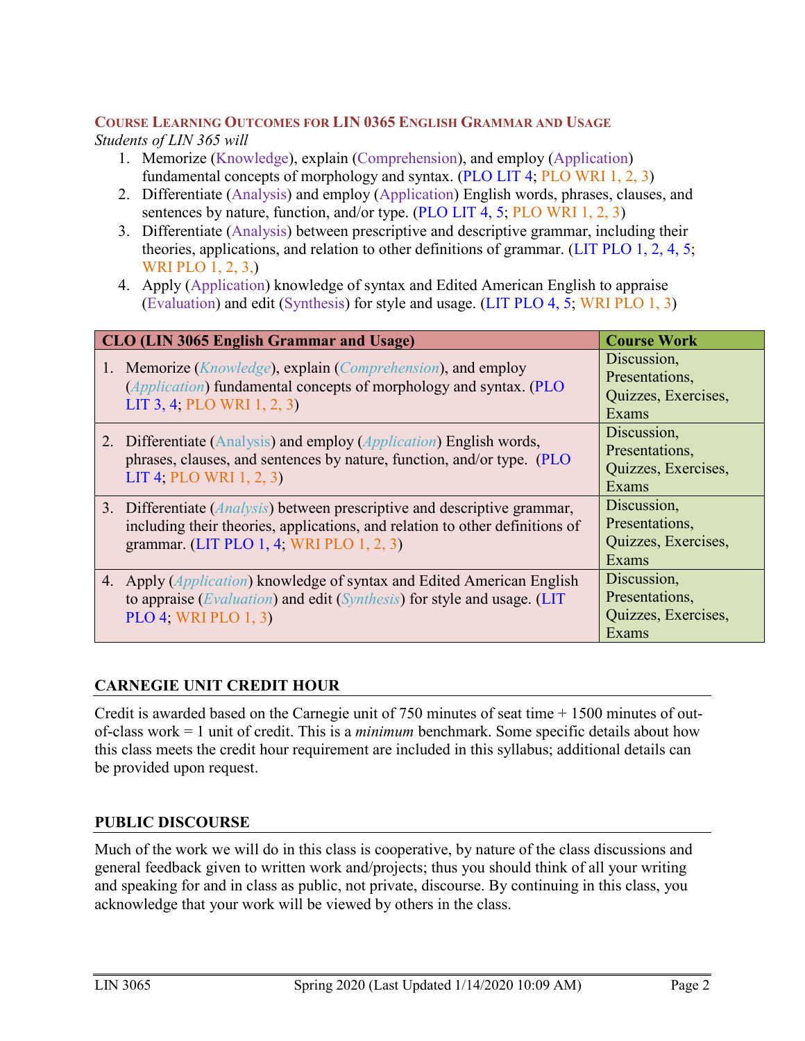### COURSE LEARNING OUTCOMES FOR LIN 0365 ENGLISH GRAMMAR AND USAGE

*Students of LIN 365 will*

1. Memorize (Knowledge), explain (Comprehension), and employ (Application) fundamental concepts of morphology and syntax. (PLO LIT 4; PLO WRI 1, 2, 3)
2. Differentiate (Analysis) and employ (Application) English words, phrases, clauses, and sentences by nature, function, and/or type. (PLO LIT 4, 5; PLO WRI 1, 2, 3)
3. Differentiate (Analysis) between prescriptive and descriptive grammar, including their theories, applications, and relation to other definitions of grammar. (LIT PLO 1, 2, 4, 5; WRI PLO 1, 2, 3,)
4. Apply (Application) knowledge of syntax and Edited American English to appraise (Evaluation) and edit (Synthesis) for style and usage. (LIT PLO 4, 5; WRI PLO 1, 3)

| CLO (LIN 3065 English Grammar and Usage) | Course Work |
|---|---|
| 1. Memorize (*Knowledge*), explain (*Comprehension*), and employ (*Application*) fundamental concepts of morphology and syntax. (PLO LIT 3, 4; PLO WRI 1, 2, 3) | Discussion, Presentations, Quizzes, Exercises, Exams |
| 2. Differentiate (Analysis) and employ (*Application*) English words, phrases, clauses, and sentences by nature, function, and/or type. (PLO LIT 4; PLO WRI 1, 2, 3) | Discussion, Presentations, Quizzes, Exercises, Exams |
| 3. Differentiate (*Analysis*) between prescriptive and descriptive grammar, including their theories, applications, and relation to other definitions of grammar. (LIT PLO 1, 4; WRI PLO 1, 2, 3) | Discussion, Presentations, Quizzes, Exercises, Exams |
| 4. Apply (*Application*) knowledge of syntax and Edited American English to appraise (*Evaluation*) and edit (*Synthesis*) for style and usage. (LIT PLO 4; WRI PLO 1, 3) | Discussion, Presentations, Quizzes, Exercises, Exams |

## CARNEGIE UNIT CREDIT HOUR

Credit is awarded based on the Carnegie unit of 750 minutes of seat time + 1500 minutes of out-of-class work = 1 unit of credit. This is a *minimum* benchmark. Some specific details about how this class meets the credit hour requirement are included in this syllabus; additional details can be provided upon request.

## PUBLIC DISCOURSE

Much of the work we will do in this class is cooperative, by nature of the class discussions and general feedback given to written work and/projects; thus you should think of all your writing and speaking for and in class as public, not private, discourse. By continuing in this class, you acknowledge that your work will be viewed by others in the class.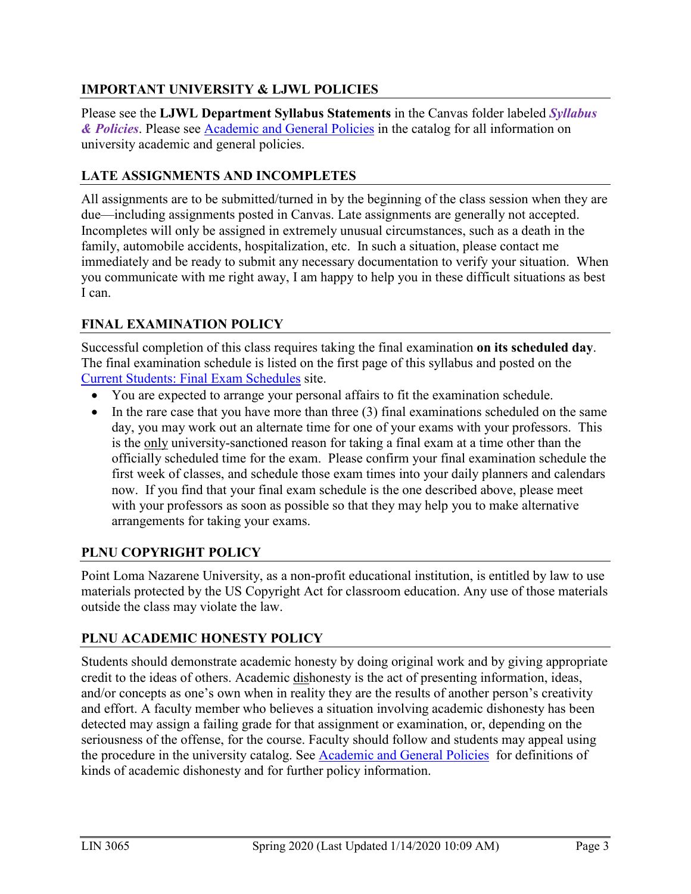## IMPORTANT UNIVERSITY & LJWL POLICIES

Please see the **LJWL Department Syllabus Statements** in the Canvas folder labeled ***Syllabus & Policies***. Please see [Academic and General Policies]() in the catalog for all information on university academic and general policies.

## LATE ASSIGNMENTS AND INCOMPLETES

All assignments are to be submitted/turned in by the beginning of the class session when they are due—including assignments posted in Canvas. Late assignments are generally not accepted. Incompletes will only be assigned in extremely unusual circumstances, such as a death in the family, automobile accidents, hospitalization, etc. In such a situation, please contact me immediately and be ready to submit any necessary documentation to verify your situation. When you communicate with me right away, I am happy to help you in these difficult situations as best I can.

## FINAL EXAMINATION POLICY

Successful completion of this class requires taking the final examination **on its scheduled day**. The final examination schedule is listed on the first page of this syllabus and posted on the [Current Students: Final Exam Schedules]() site.

- You are expected to arrange your personal affairs to fit the examination schedule.
- In the rare case that you have more than three (3) final examinations scheduled on the same day, you may work out an alternate time for one of your exams with your professors. This is the only university-sanctioned reason for taking a final exam at a time other than the officially scheduled time for the exam. Please confirm your final examination schedule the first week of classes, and schedule those exam times into your daily planners and calendars now. If you find that your final exam schedule is the one described above, please meet with your professors as soon as possible so that they may help you to make alternative arrangements for taking your exams.

## PLNU COPYRIGHT POLICY

Point Loma Nazarene University, as a non-profit educational institution, is entitled by law to use materials protected by the US Copyright Act for classroom education. Any use of those materials outside the class may violate the law.

## PLNU ACADEMIC HONESTY POLICY

Students should demonstrate academic honesty by doing original work and by giving appropriate credit to the ideas of others. Academic dishonesty is the act of presenting information, ideas, and/or concepts as one's own when in reality they are the results of another person's creativity and effort. A faculty member who believes a situation involving academic dishonesty has been detected may assign a failing grade for that assignment or examination, or, depending on the seriousness of the offense, for the course. Faculty should follow and students may appeal using the procedure in the university catalog. See [Academic and General Policies]() for definitions of kinds of academic dishonesty and for further policy information.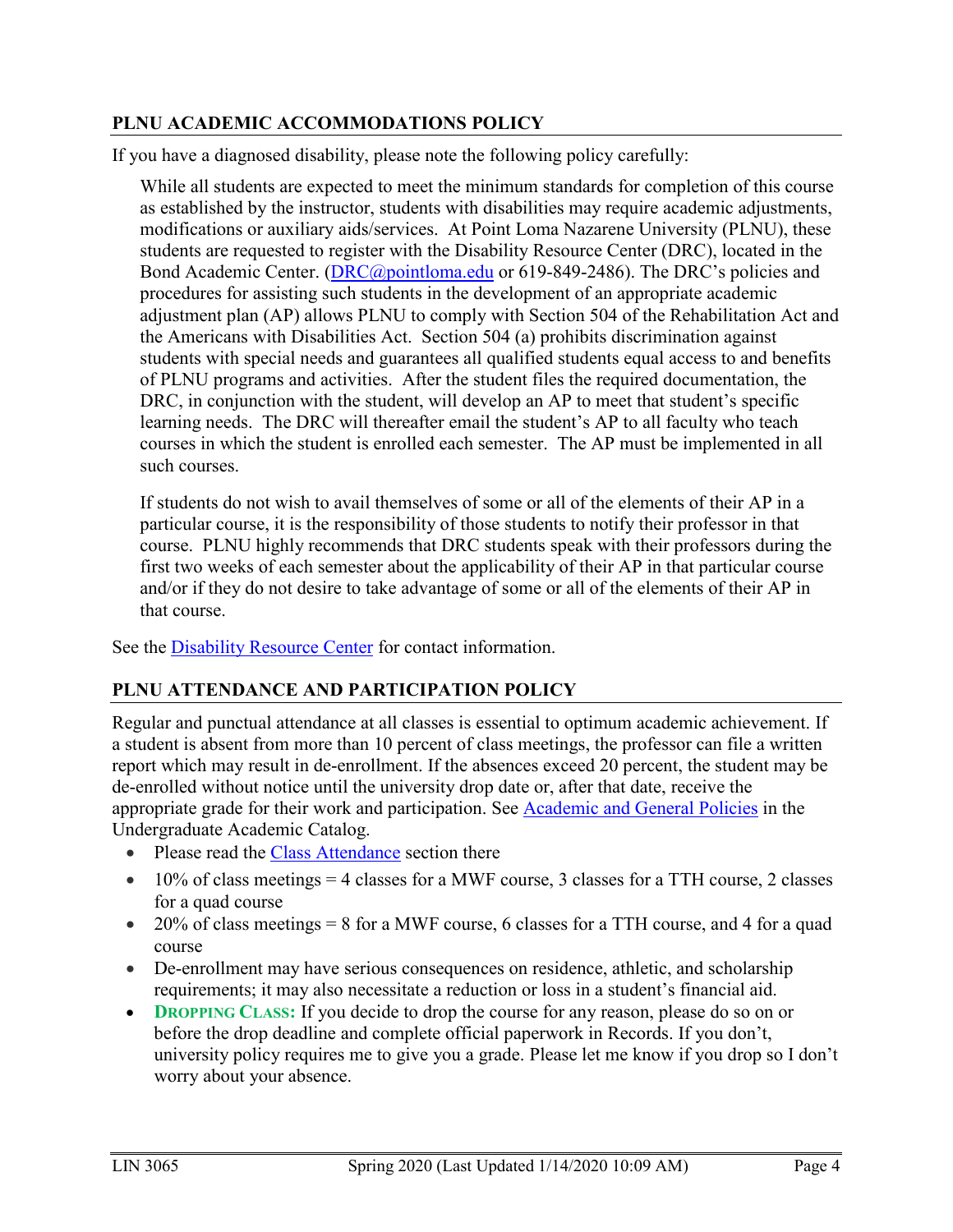## PLNU ACADEMIC ACCOMMODATIONS POLICY

If you have a diagnosed disability, please note the following policy carefully:

> While all students are expected to meet the minimum standards for completion of this course as established by the instructor, students with disabilities may require academic adjustments, modifications or auxiliary aids/services. At Point Loma Nazarene University (PLNU), these students are requested to register with the Disability Resource Center (DRC), located in the Bond Academic Center. (DRC@pointloma.edu or 619-849-2486). The DRC's policies and procedures for assisting such students in the development of an appropriate academic adjustment plan (AP) allows PLNU to comply with Section 504 of the Rehabilitation Act and the Americans with Disabilities Act. Section 504 (a) prohibits discrimination against students with special needs and guarantees all qualified students equal access to and benefits of PLNU programs and activities. After the student files the required documentation, the DRC, in conjunction with the student, will develop an AP to meet that student's specific learning needs. The DRC will thereafter email the student's AP to all faculty who teach courses in which the student is enrolled each semester. The AP must be implemented in all such courses.
>
> If students do not wish to avail themselves of some or all of the elements of their AP in a particular course, it is the responsibility of those students to notify their professor in that course. PLNU highly recommends that DRC students speak with their professors during the first two weeks of each semester about the applicability of their AP in that particular course and/or if they do not desire to take advantage of some or all of the elements of their AP in that course.

See the Disability Resource Center for contact information.

## PLNU ATTENDANCE AND PARTICIPATION POLICY

Regular and punctual attendance at all classes is essential to optimum academic achievement. If a student is absent from more than 10 percent of class meetings, the professor can file a written report which may result in de-enrollment. If the absences exceed 20 percent, the student may be de-enrolled without notice until the university drop date or, after that date, receive the appropriate grade for their work and participation. See Academic and General Policies in the Undergraduate Academic Catalog.

- Please read the Class Attendance section there
- 10% of class meetings = 4 classes for a MWF course, 3 classes for a TTH course, 2 classes for a quad course
- 20% of class meetings = 8 for a MWF course, 6 classes for a TTH course, and 4 for a quad course
- De-enrollment may have serious consequences on residence, athletic, and scholarship requirements; it may also necessitate a reduction or loss in a student's financial aid.
- **DROPPING CLASS:** If you decide to drop the course for any reason, please do so on or before the drop deadline and complete official paperwork in Records. If you don't, university policy requires me to give you a grade. Please let me know if you drop so I don't worry about your absence.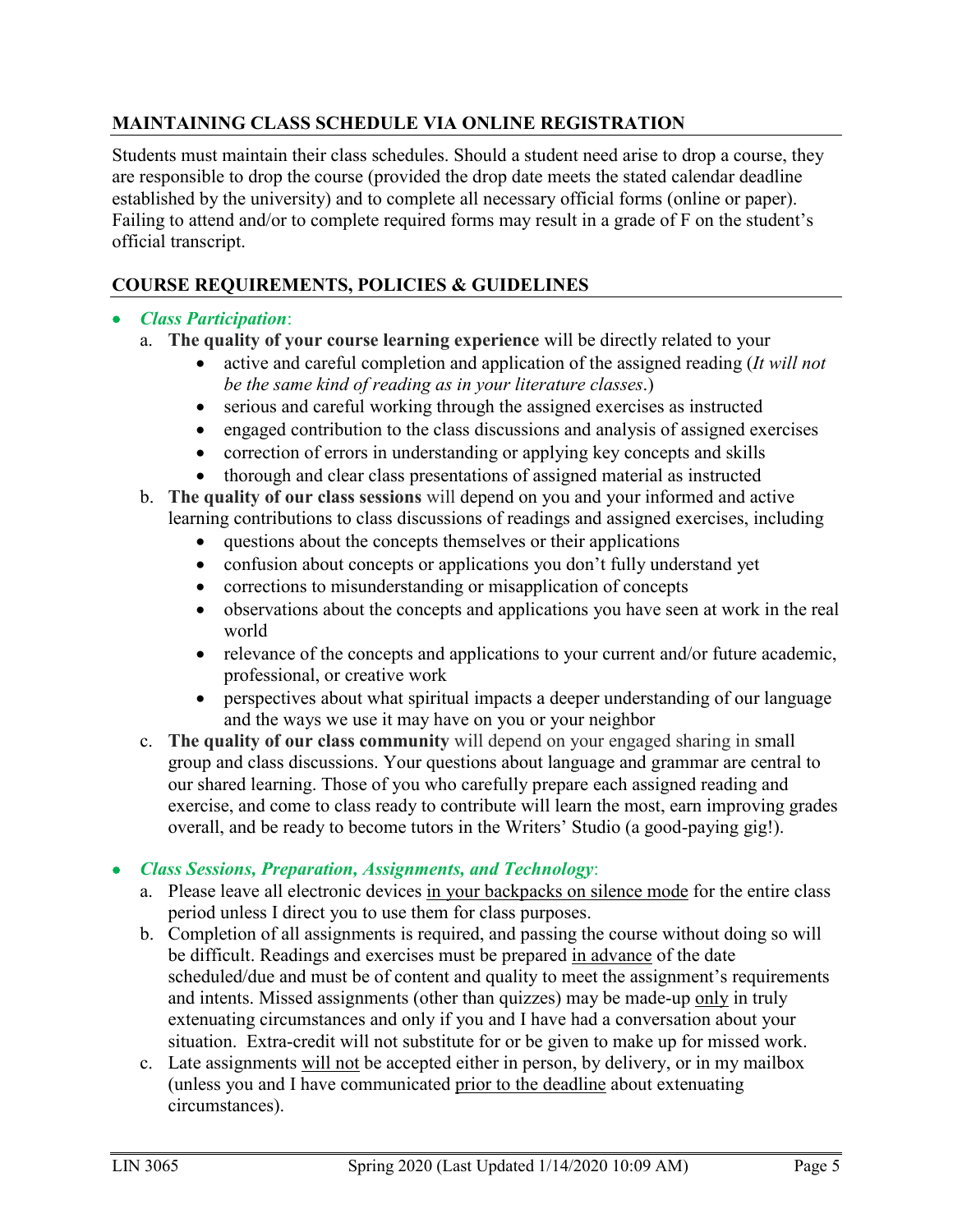## MAINTAINING CLASS SCHEDULE VIA ONLINE REGISTRATION

Students must maintain their class schedules. Should a student need arise to drop a course, they are responsible to drop the course (provided the drop date meets the stated calendar deadline established by the university) and to complete all necessary official forms (online or paper). Failing to attend and/or to complete required forms may result in a grade of F on the student's official transcript.

## COURSE REQUIREMENTS, POLICIES & GUIDELINES

- ***Class Participation***:
  a. **The quality of your course learning experience** will be directly related to your
     - active and careful completion and application of the assigned reading (*It will not be the same kind of reading as in your literature classes*.)
     - serious and careful working through the assigned exercises as instructed
     - engaged contribution to the class discussions and analysis of assigned exercises
     - correction of errors in understanding or applying key concepts and skills
     - thorough and clear class presentations of assigned material as instructed

  b. **The quality of our class sessions** will depend on you and your informed and active learning contributions to class discussions of readings and assigned exercises, including
     - questions about the concepts themselves or their applications
     - confusion about concepts or applications you don't fully understand yet
     - corrections to misunderstanding or misapplication of concepts
     - observations about the concepts and applications you have seen at work in the real world
     - relevance of the concepts and applications to your current and/or future academic, professional, or creative work
     - perspectives about what spiritual impacts a deeper understanding of our language and the ways we use it may have on you or your neighbor

  c. **The quality of our class community** will depend on your engaged sharing in small group and class discussions. Your questions about language and grammar are central to our shared learning. Those of you who carefully prepare each assigned reading and exercise, and come to class ready to contribute will learn the most, earn improving grades overall, and be ready to become tutors in the Writers' Studio (a good-paying gig!).

- ***Class Sessions, Preparation, Assignments, and Technology***:
  a. Please leave all electronic devices <u>in your backpacks on silence mode</u> for the entire class period unless I direct you to use them for class purposes.

  b. Completion of all assignments is required, and passing the course without doing so will be difficult. Readings and exercises must be prepared <u>in advance</u> of the date scheduled/due and must be of content and quality to meet the assignment's requirements and intents. Missed assignments (other than quizzes) may be made-up <u>only</u> in truly extenuating circumstances and only if you and I have had a conversation about your situation. Extra-credit will not substitute for or be given to make up for missed work.

  c. Late assignments <u>will not</u> be accepted either in person, by delivery, or in my mailbox (unless you and I have communicated <u>prior to the deadline</u> about extenuating circumstances).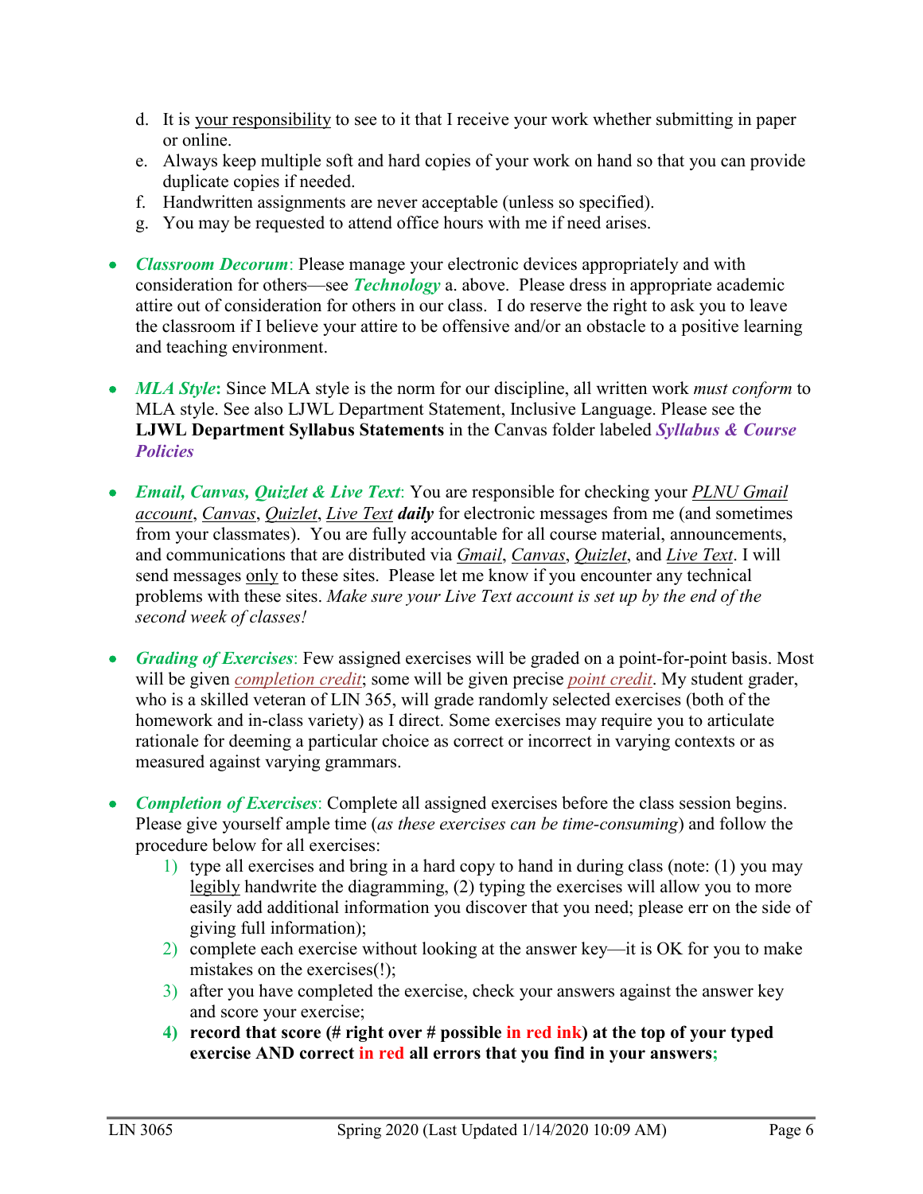d. It is your responsibility to see to it that I receive your work whether submitting in paper or online.
e. Always keep multiple soft and hard copies of your work on hand so that you can provide duplicate copies if needed.
f. Handwritten assignments are never acceptable (unless so specified).
g. You may be requested to attend office hours with me if need arises.

- ***Classroom Decorum***: Please manage your electronic devices appropriately and with consideration for others—see ***Technology*** a. above. Please dress in appropriate academic attire out of consideration for others in our class. I do reserve the right to ask you to leave the classroom if I believe your attire to be offensive and/or an obstacle to a positive learning and teaching environment.

- ***MLA Style*****:** Since MLA style is the norm for our discipline, all written work *must conform* to MLA style. See also LJWL Department Statement, Inclusive Language. Please see the **LJWL Department Syllabus Statements** in the Canvas folder labeled ***Syllabus & Course Policies***

- ***Email, Canvas, Quizlet & Live Text***: You are responsible for checking your *PLNU Gmail account*, *Canvas*, *Quizlet*, *Live Text* ***daily*** for electronic messages from me (and sometimes from your classmates). You are fully accountable for all course material, announcements, and communications that are distributed via *Gmail*, *Canvas*, *Quizlet*, and *Live Text*. I will send messages only to these sites. Please let me know if you encounter any technical problems with these sites. *Make sure your Live Text account is set up by the end of the second week of classes!*

- ***Grading of Exercises***: Few assigned exercises will be graded on a point-for-point basis. Most will be given *completion credit*; some will be given precise *point credit*. My student grader, who is a skilled veteran of LIN 365, will grade randomly selected exercises (both of the homework and in-class variety) as I direct. Some exercises may require you to articulate rationale for deeming a particular choice as correct or incorrect in varying contexts or as measured against varying grammars.

- ***Completion of Exercises***: Complete all assigned exercises before the class session begins. Please give yourself ample time (*as these exercises can be time-consuming*) and follow the procedure below for all exercises:
  1) type all exercises and bring in a hard copy to hand in during class (note: (1) you may legibly handwrite the diagramming, (2) typing the exercises will allow you to more easily add additional information you discover that you need; please err on the side of giving full information);
  2) complete each exercise without looking at the answer key—it is OK for you to make mistakes on the exercises(!);
  3) after you have completed the exercise, check your answers against the answer key and score your exercise;
  4) **record that score (# right over # possible in red ink) at the top of your typed exercise AND correct in red all errors that you find in your answers;**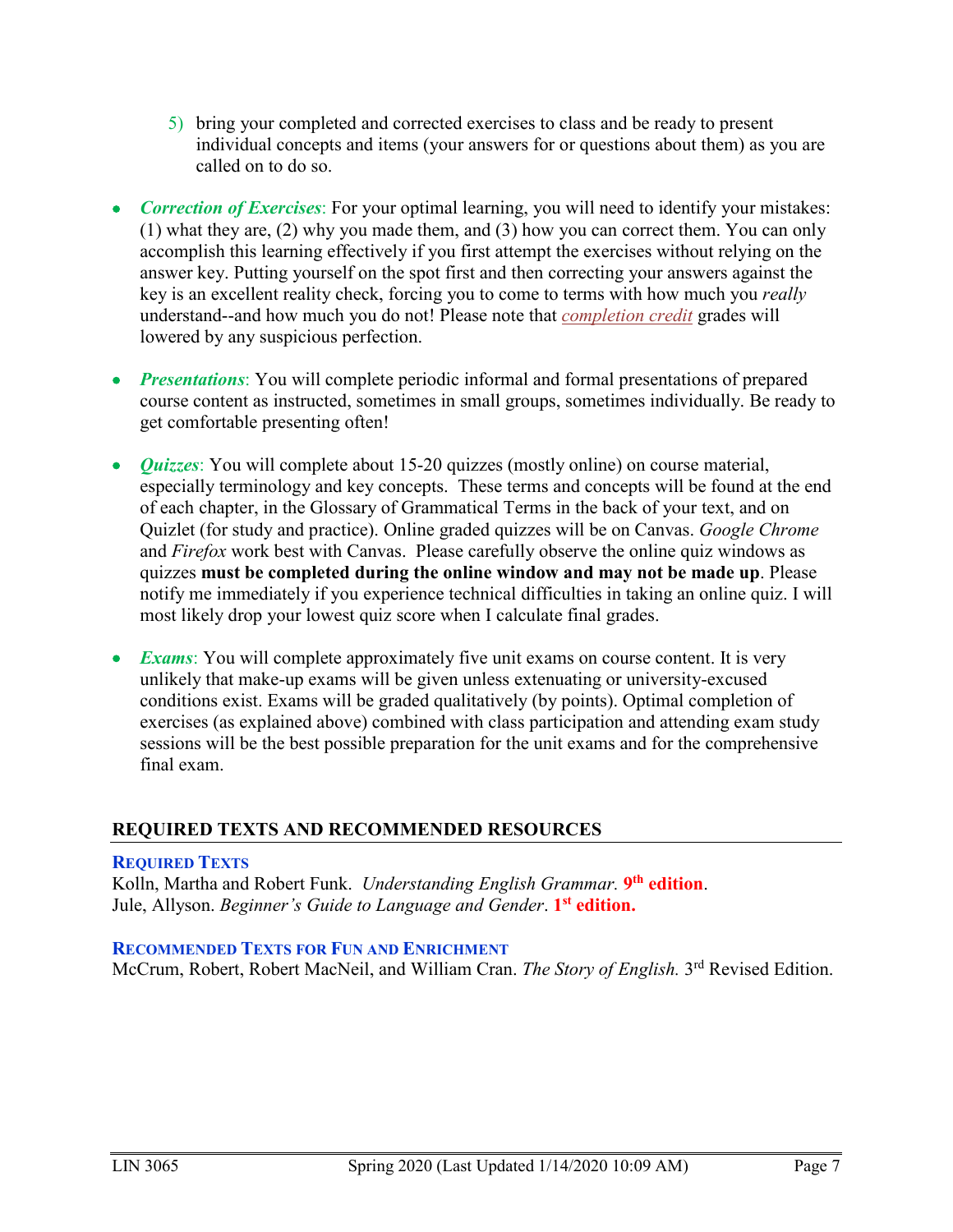5) bring your completed and corrected exercises to class and be ready to present individual concepts and items (your answers for or questions about them) as you are called on to do so.

- ***Correction of Exercises***: For your optimal learning, you will need to identify your mistakes: (1) what they are, (2) why you made them, and (3) how you can correct them. You can only accomplish this learning effectively if you first attempt the exercises without relying on the answer key. Putting yourself on the spot first and then correcting your answers against the key is an excellent reality check, forcing you to come to terms with how much you *really* understand--and how much you do not! Please note that *completion credit* grades will lowered by any suspicious perfection.

- ***Presentations***: You will complete periodic informal and formal presentations of prepared course content as instructed, sometimes in small groups, sometimes individually. Be ready to get comfortable presenting often!

- ***Quizzes***: You will complete about 15-20 quizzes (mostly online) on course material, especially terminology and key concepts. These terms and concepts will be found at the end of each chapter, in the Glossary of Grammatical Terms in the back of your text, and on Quizlet (for study and practice). Online graded quizzes will be on Canvas. *Google Chrome* and *Firefox* work best with Canvas. Please carefully observe the online quiz windows as quizzes **must be completed during the online window and may not be made up**. Please notify me immediately if you experience technical difficulties in taking an online quiz. I will most likely drop your lowest quiz score when I calculate final grades.

- ***Exams***: You will complete approximately five unit exams on course content. It is very unlikely that make-up exams will be given unless extenuating or university-excused conditions exist. Exams will be graded qualitatively (by points). Optimal completion of exercises (as explained above) combined with class participation and attending exam study sessions will be the best possible preparation for the unit exams and for the comprehensive final exam.

## REQUIRED TEXTS AND RECOMMENDED RESOURCES

### Required Texts

Kolln, Martha and Robert Funk. *Understanding English Grammar.* **9th edition**.
Jule, Allyson. *Beginner's Guide to Language and Gender*. **1st edition.**

### Recommended Texts for Fun and Enrichment

McCrum, Robert, Robert MacNeil, and William Cran. *The Story of English.* 3rd Revised Edition.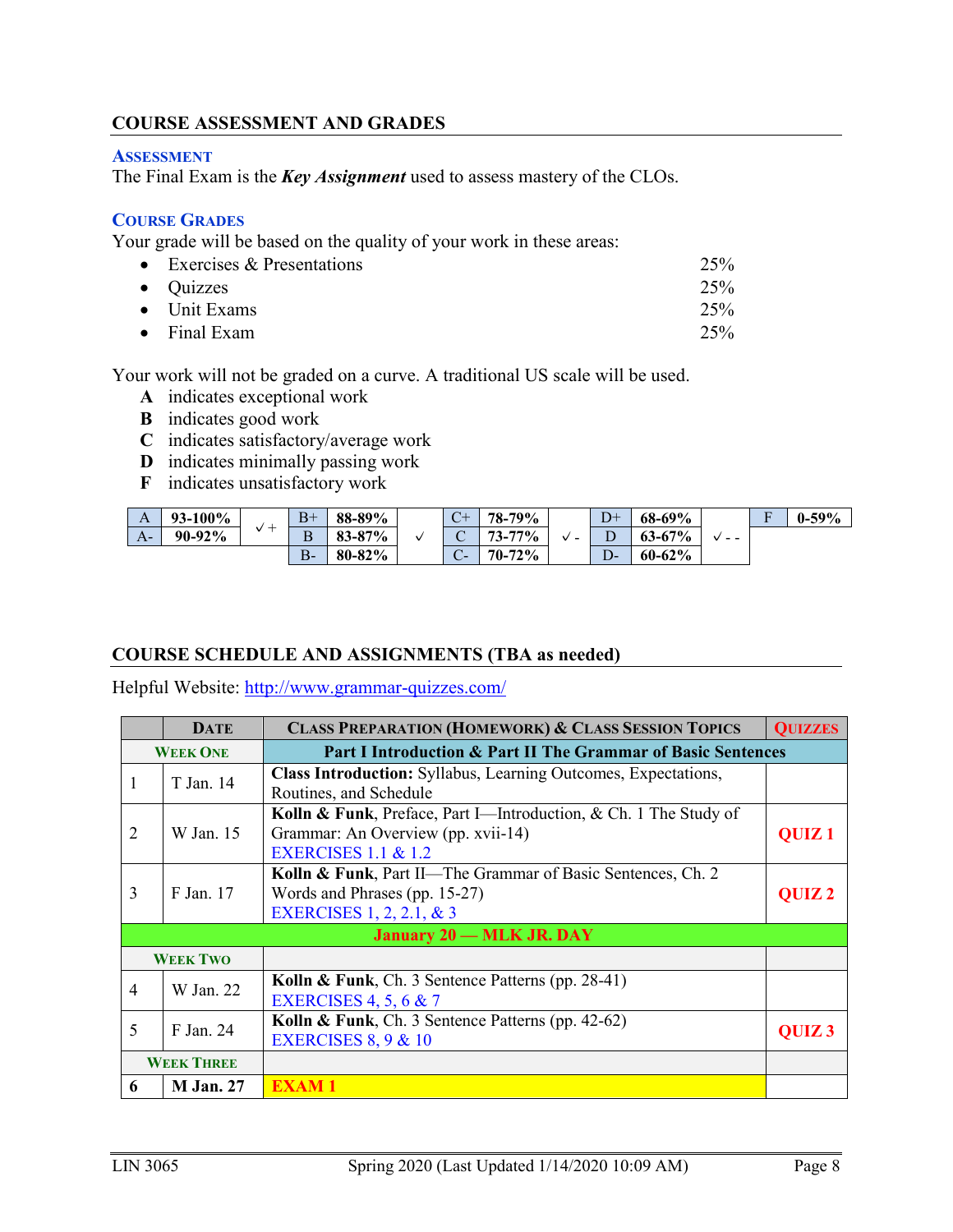## COURSE ASSESSMENT AND GRADES

### Assessment

The Final Exam is the ***Key Assignment*** used to assess mastery of the CLOs.

### Course Grades

Your grade will be based on the quality of your work in these areas:

- Exercises & Presentations 25%
- Quizzes 25%
- Unit Exams 25%
- Final Exam 25%

Your work will not be graded on a curve. A traditional US scale will be used.

**A** indicates exceptional work
**B** indicates good work
**C** indicates satisfactory/average work
**D** indicates minimally passing work
**F** indicates unsatisfactory work

| | | | | | | | | | | | | | | |
|---|---|---|---|---|---|---|---|---|---|---|---|---|---|---|
| A | **93-100%** | ✓+ | B+ | **88-89%** | ✓ | C+ | **78-79%** | ✓- | D+ | **68-69%** | ✓- - | F | **0-59%** |
| A- | **90-92%** | | B | **83-87%** | | C | **73-77%** | | D | **63-67%** | | | |
| | | | B- | **80-82%** | | C- | **70-72%** | | D- | **60-62%** | | | |

## COURSE SCHEDULE AND ASSIGNMENTS (TBA as needed)

Helpful Website: http://www.grammar-quizzes.com/

| | Date | Class Preparation (Homework) & Class Session Topics | Quizzes |
|---|---|---|---|
| **Week One** | | **Part I Introduction & Part II The Grammar of Basic Sentences** | |
| 1 | T Jan. 14 | **Class Introduction:** Syllabus, Learning Outcomes, Expectations, Routines, and Schedule | |
| 2 | W Jan. 15 | **Kolln & Funk**, Preface, Part I—Introduction, & Ch. 1 The Study of Grammar: An Overview (pp. xvii-14) EXERCISES 1.1 & 1.2 | **QUIZ 1** |
| 3 | F Jan. 17 | **Kolln & Funk**, Part II—The Grammar of Basic Sentences, Ch. 2 Words and Phrases (pp. 15-27) EXERCISES 1, 2, 2.1, & 3 | **QUIZ 2** |
| | | **January 20 — MLK JR. DAY** | |
| **Week Two** | | | |
| 4 | W Jan. 22 | **Kolln & Funk**, Ch. 3 Sentence Patterns (pp. 28-41) EXERCISES 4, 5, 6 & 7 | |
| 5 | F Jan. 24 | **Kolln & Funk**, Ch. 3 Sentence Patterns (pp. 42-62) EXERCISES 8, 9 & 10 | **QUIZ 3** |
| **Week Three** | | | |
| **6** | **M Jan. 27** | **EXAM 1** | |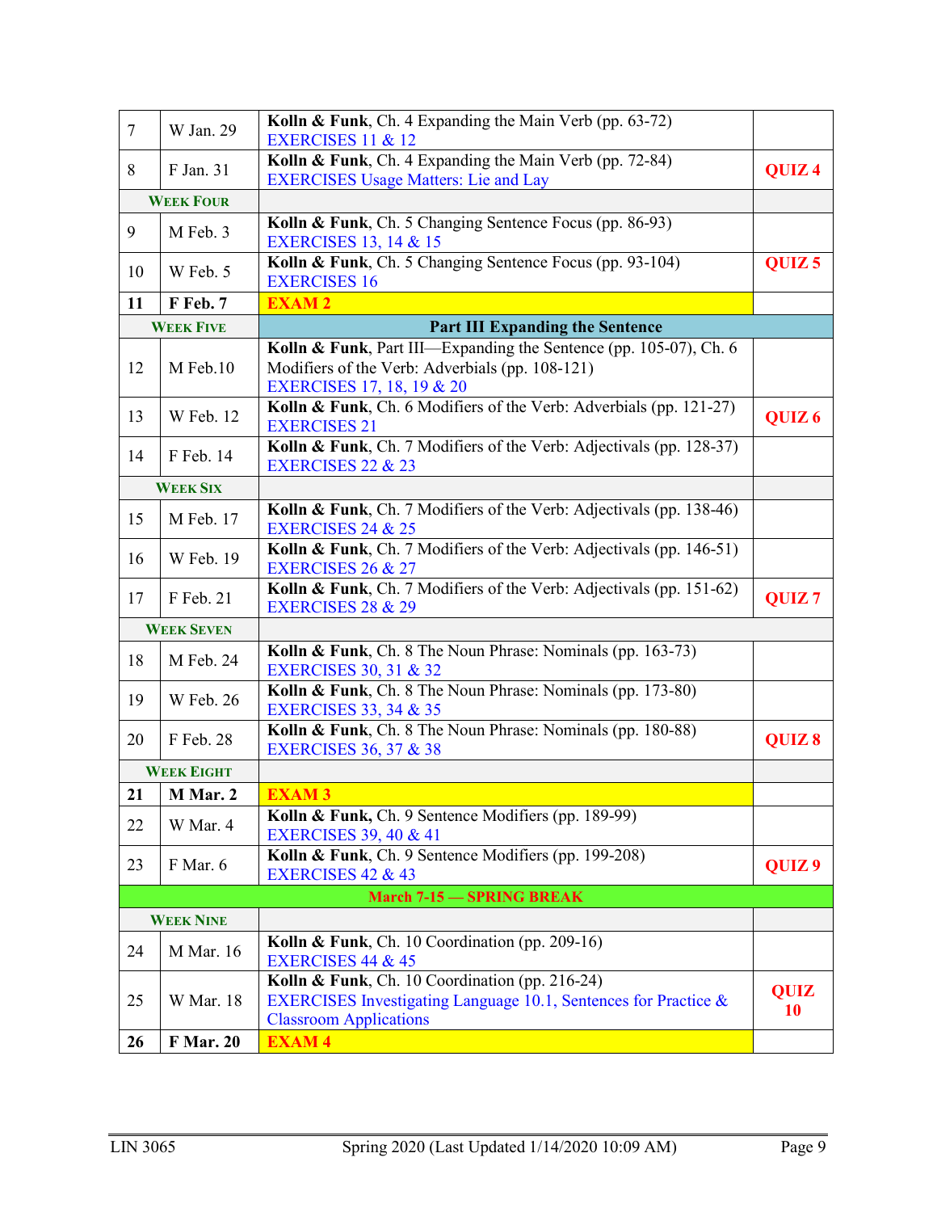| | | | |
|---|---|---|---|
| 7 | W Jan. 29 | **Kolln & Funk**, Ch. 4 Expanding the Main Verb (pp. 63-72) EXERCISES 11 & 12 | |
| 8 | F Jan. 31 | **Kolln & Funk**, Ch. 4 Expanding the Main Verb (pp. 72-84) EXERCISES Usage Matters: Lie and Lay | **QUIZ 4** |
| **WEEK FOUR** | | | |
| 9 | M Feb. 3 | **Kolln & Funk**, Ch. 5 Changing Sentence Focus (pp. 86-93) EXERCISES 13, 14 & 15 | |
| 10 | W Feb. 5 | **Kolln & Funk**, Ch. 5 Changing Sentence Focus (pp. 93-104) EXERCISES 16 | **QUIZ 5** |
| **11** | **F Feb. 7** | **EXAM 2** | |
| **WEEK FIVE** | | **Part III Expanding the Sentence** | |
| 12 | M Feb.10 | **Kolln & Funk**, Part III—Expanding the Sentence (pp. 105-07), Ch. 6 Modifiers of the Verb: Adverbials (pp. 108-121) EXERCISES 17, 18, 19 & 20 | |
| 13 | W Feb. 12 | **Kolln & Funk**, Ch. 6 Modifiers of the Verb: Adverbials (pp. 121-27) EXERCISES 21 | **QUIZ 6** |
| 14 | F Feb. 14 | **Kolln & Funk**, Ch. 7 Modifiers of the Verb: Adjectivals (pp. 128-37) EXERCISES 22 & 23 | |
| **WEEK SIX** | | | |
| 15 | M Feb. 17 | **Kolln & Funk**, Ch. 7 Modifiers of the Verb: Adjectivals (pp. 138-46) EXERCISES 24 & 25 | |
| 16 | W Feb. 19 | **Kolln & Funk**, Ch. 7 Modifiers of the Verb: Adjectivals (pp. 146-51) EXERCISES 26 & 27 | |
| 17 | F Feb. 21 | **Kolln & Funk**, Ch. 7 Modifiers of the Verb: Adjectivals (pp. 151-62) EXERCISES 28 & 29 | **QUIZ 7** |
| **WEEK SEVEN** | | | |
| 18 | M Feb. 24 | **Kolln & Funk**, Ch. 8 The Noun Phrase: Nominals (pp. 163-73) EXERCISES 30, 31 & 32 | |
| 19 | W Feb. 26 | **Kolln & Funk**, Ch. 8 The Noun Phrase: Nominals (pp. 173-80) EXERCISES 33, 34 & 35 | |
| 20 | F Feb. 28 | **Kolln & Funk**, Ch. 8 The Noun Phrase: Nominals (pp. 180-88) EXERCISES 36, 37 & 38 | **QUIZ 8** |
| **WEEK EIGHT** | | | |
| **21** | **M Mar. 2** | **EXAM 3** | |
| 22 | W Mar. 4 | **Kolln & Funk,** Ch. 9 Sentence Modifiers (pp. 189-99) EXERCISES 39, 40 & 41 | |
| 23 | F Mar. 6 | **Kolln & Funk**, Ch. 9 Sentence Modifiers (pp. 199-208) EXERCISES 42 & 43 | **QUIZ 9** |
| **March 7-15 — SPRING BREAK** | | | |
| **WEEK NINE** | | | |
| 24 | M Mar. 16 | **Kolln & Funk**, Ch. 10 Coordination (pp. 209-16) EXERCISES 44 & 45 | |
| 25 | W Mar. 18 | **Kolln & Funk**, Ch. 10 Coordination (pp. 216-24) EXERCISES Investigating Language 10.1, Sentences for Practice & Classroom Applications | **QUIZ 10** |
| **26** | **F Mar. 20** | **EXAM 4** | |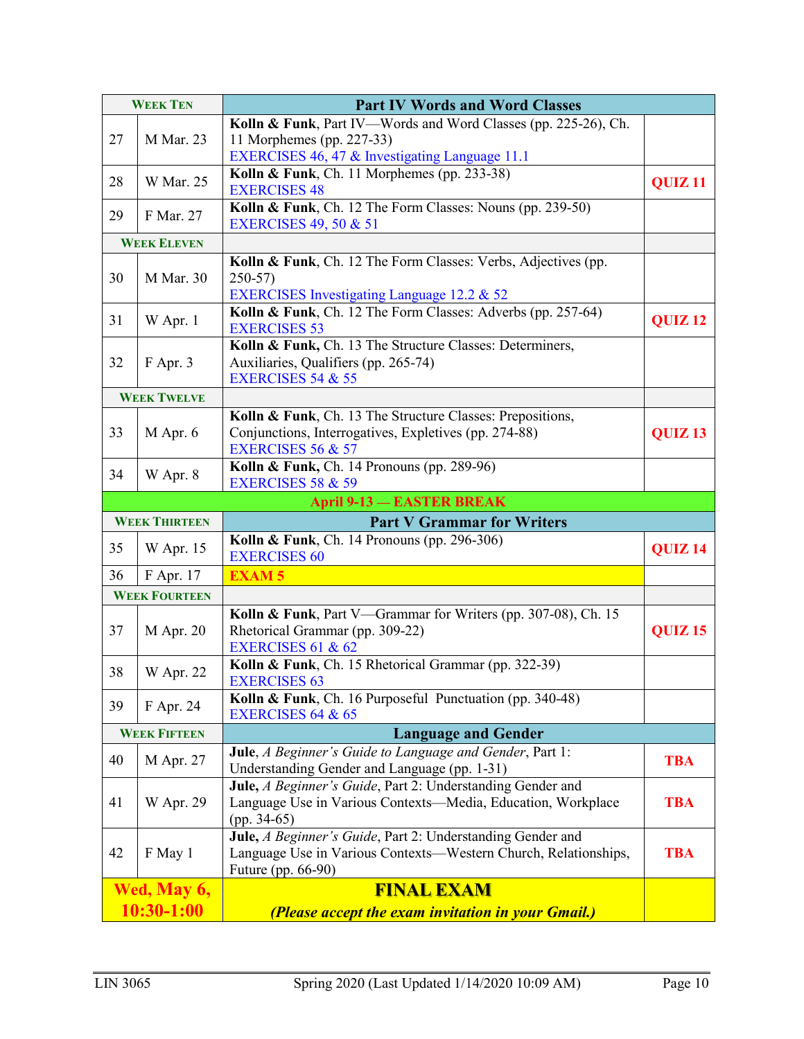| | | | |
|---|---|---|---|
| **Week Ten** | | **Part IV Words and Word Classes** | |
| 27 | M Mar. 23 | **Kolln & Funk**, Part IV—Words and Word Classes (pp. 225-26), Ch. 11 Morphemes (pp. 227-33)<br>EXERCISES 46, 47 & Investigating Language 11.1 | |
| 28 | W Mar. 25 | **Kolln & Funk**, Ch. 11 Morphemes (pp. 233-38)<br>EXERCISES 48 | **QUIZ 11** |
| 29 | F Mar. 27 | **Kolln & Funk**, Ch. 12 The Form Classes: Nouns (pp. 239-50)<br>EXERCISES 49, 50 & 51 | |
| **Week Eleven** | | | |
| 30 | M Mar. 30 | **Kolln & Funk**, Ch. 12 The Form Classes: Verbs, Adjectives (pp. 250-57)<br>EXERCISES Investigating Language 12.2 & 52 | |
| 31 | W Apr. 1 | **Kolln & Funk**, Ch. 12 The Form Classes: Adverbs (pp. 257-64)<br>EXERCISES 53 | **QUIZ 12** |
| 32 | F Apr. 3 | **Kolln & Funk,** Ch. 13 The Structure Classes: Determiners, Auxiliaries, Qualifiers (pp. 265-74)<br>EXERCISES 54 & 55 | |
| **Week Twelve** | | | |
| 33 | M Apr. 6 | **Kolln & Funk**, Ch. 13 The Structure Classes: Prepositions, Conjunctions, Interrogatives, Expletives (pp. 274-88)<br>EXERCISES 56 & 57 | **QUIZ 13** |
| 34 | W Apr. 8 | **Kolln & Funk,** Ch. 14 Pronouns (pp. 289-96)<br>EXERCISES 58 & 59 | |
| **April 9-13 — EASTER BREAK** | | | |
| **Week Thirteen** | | **Part V Grammar for Writers** | |
| 35 | W Apr. 15 | **Kolln & Funk**, Ch. 14 Pronouns (pp. 296-306)<br>EXERCISES 60 | **QUIZ 14** |
| 36 | F Apr. 17 | **EXAM 5** | |
| **Week Fourteen** | | | |
| 37 | M Apr. 20 | **Kolln & Funk**, Part V—Grammar for Writers (pp. 307-08), Ch. 15 Rhetorical Grammar (pp. 309-22)<br>EXERCISES 61 & 62 | **QUIZ 15** |
| 38 | W Apr. 22 | **Kolln & Funk**, Ch. 15 Rhetorical Grammar (pp. 322-39)<br>EXERCISES 63 | |
| 39 | F Apr. 24 | **Kolln & Funk**, Ch. 16 Purposeful Punctuation (pp. 340-48)<br>EXERCISES 64 & 65 | |
| **Week Fifteen** | | **Language and Gender** | |
| 40 | M Apr. 27 | **Jule**, *A Beginner's Guide to Language and Gender*, Part 1: Understanding Gender and Language (pp. 1-31) | **TBA** |
| 41 | W Apr. 29 | **Jule,** *A Beginner's Guide*, Part 2: Understanding Gender and Language Use in Various Contexts—Media, Education, Workplace (pp. 34-65) | **TBA** |
| 42 | F May 1 | **Jule,** *A Beginner's Guide*, Part 2: Understanding Gender and Language Use in Various Contexts—Western Church, Relationships, Future (pp. 66-90) | **TBA** |
| **Wed, May 6, 10:30-1:00** | | **FINAL EXAM**<br>***(Please accept the exam invitation in your Gmail.)*** | |